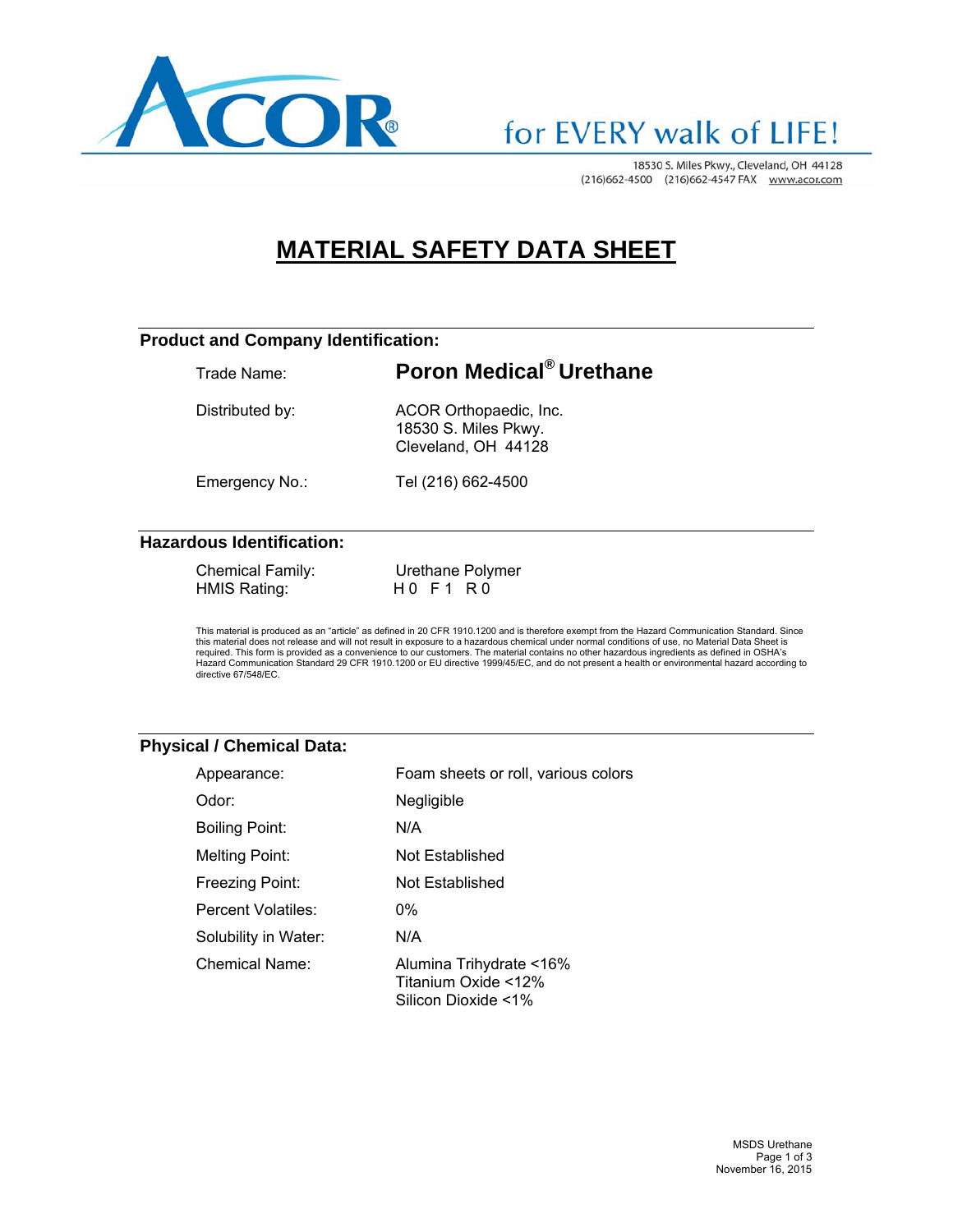ACOR® for EVERY walk of LIFE!

18530 S. Miles Pkwy., Cleveland, OH 44128
(216)662-4500 (216)662-4547 FAX www.acor.com

# MATERIAL SAFETY DATA SHEET

## Product and Company Identification:

| | |
|---|---|
| Trade Name: | **Poron Medical® Urethane** |
| Distributed by: | ACOR Orthopaedic, Inc.<br>18530 S. Miles Pkwy.<br>Cleveland, OH 44128 |
| Emergency No.: | Tel (216) 662-4500 |

## Hazardous Identification:

| | |
|---|---|
| Chemical Family: | Urethane Polymer |
| HMIS Rating: | H 0 F 1 R 0 |

This material is produced as an "article" as defined in 20 CFR 1910.1200 and is therefore exempt from the Hazard Communication Standard. Since this material does not release and will not result in exposure to a hazardous chemical under normal conditions of use, no Material Data Sheet is required. This form is provided as a convenience to our customers. The material contains no other hazardous ingredients as defined in OSHA's Hazard Communication Standard 29 CFR 1910.1200 or EU directive 1999/45/EC, and do not present a health or environmental hazard according to directive 67/548/EC.

## Physical / Chemical Data:

| | |
|---|---|
| Appearance: | Foam sheets or roll, various colors |
| Odor: | Negligible |
| Boiling Point: | N/A |
| Melting Point: | Not Established |
| Freezing Point: | Not Established |
| Percent Volatiles: | 0% |
| Solubility in Water: | N/A |
| Chemical Name: | Alumina Trihydrate <16%<br>Titanium Oxide <12%<br>Silicon Dioxide <1% |

MSDS Urethane
November 16, 2015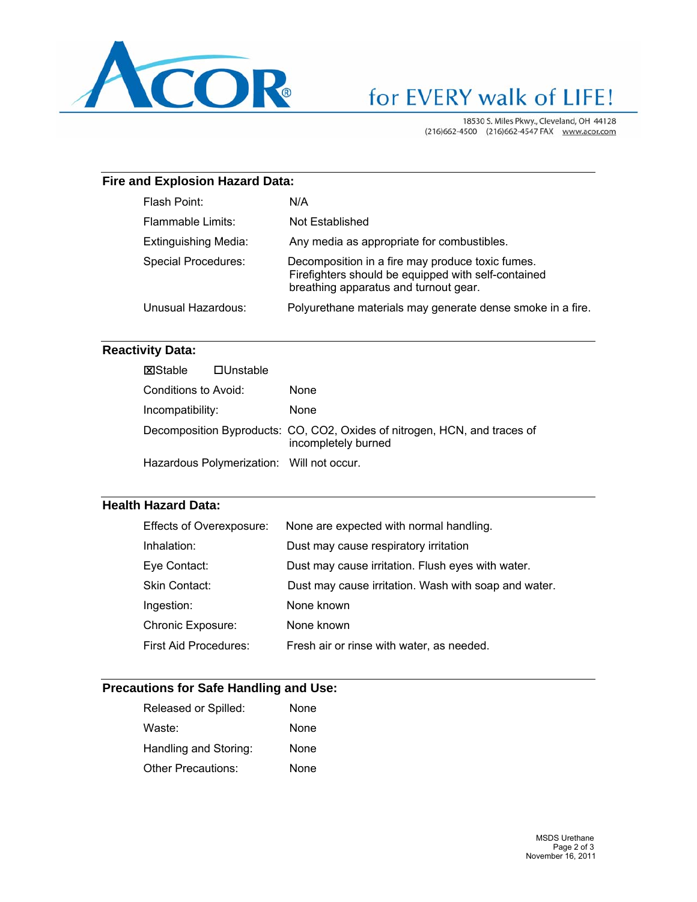## Fire and Explosion Hazard Data:

| | |
|---|---|
| Flash Point: | N/A |
| Flammable Limits: | Not Established |
| Extinguishing Media: | Any media as appropriate for combustibles. |
| Special Procedures: | Decomposition in a fire may produce toxic fumes. Firefighters should be equipped with self-contained breathing apparatus and turnout gear. |
| Unusual Hazardous: | Polyurethane materials may generate dense smoke in a fire. |

## Reactivity Data:

☒Stable ☐Unstable

| | |
|---|---|
| Conditions to Avoid: | None |
| Incompatibility: | None |
| Decomposition Byproducts: | CO, $CO_2$, Oxides of nitrogen, HCN, and traces of incompletely burned |
| Hazardous Polymerization: | Will not occur. |

## Health Hazard Data:

| | |
|---|---|
| Effects of Overexposure: | None are expected with normal handling. |
| Inhalation: | Dust may cause respiratory irritation |
| Eye Contact: | Dust may cause irritation. Flush eyes with water. |
| Skin Contact: | Dust may cause irritation. Wash with soap and water. |
| Ingestion: | None known |
| Chronic Exposure: | None known |
| First Aid Procedures: | Fresh air or rinse with water, as needed. |

## Precautions for Safe Handling and Use:

| | |
|---|---|
| Released or Spilled: | None |
| Waste: | None |
| Handling and Storing: | None |
| Other Precautions: | None |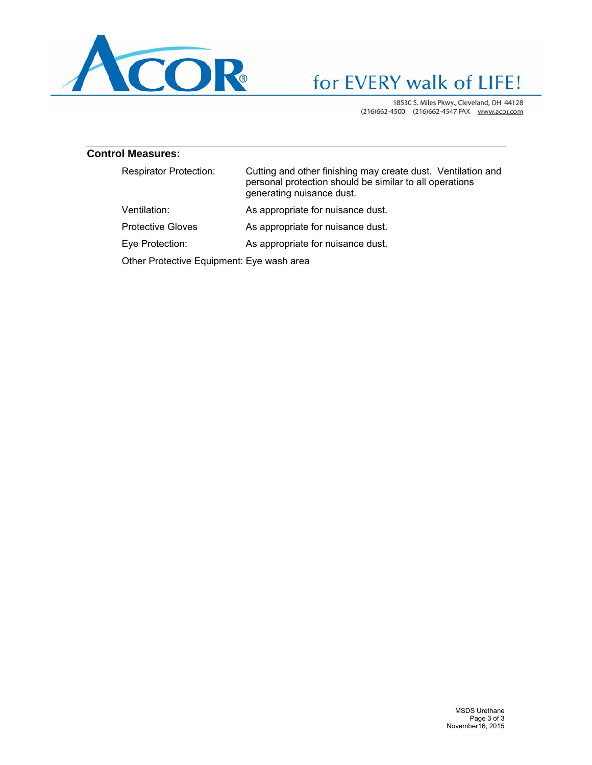## Control Measures:

| | |
|---|---|
| Respirator Protection: | Cutting and other finishing may create dust. Ventilation and personal protection should be similar to all operations generating nuisance dust. |
| Ventilation: | As appropriate for nuisance dust. |
| Protective Gloves | As appropriate for nuisance dust. |
| Eye Protection: | As appropriate for nuisance dust. |
| Other Protective Equipment: | Eye wash area |